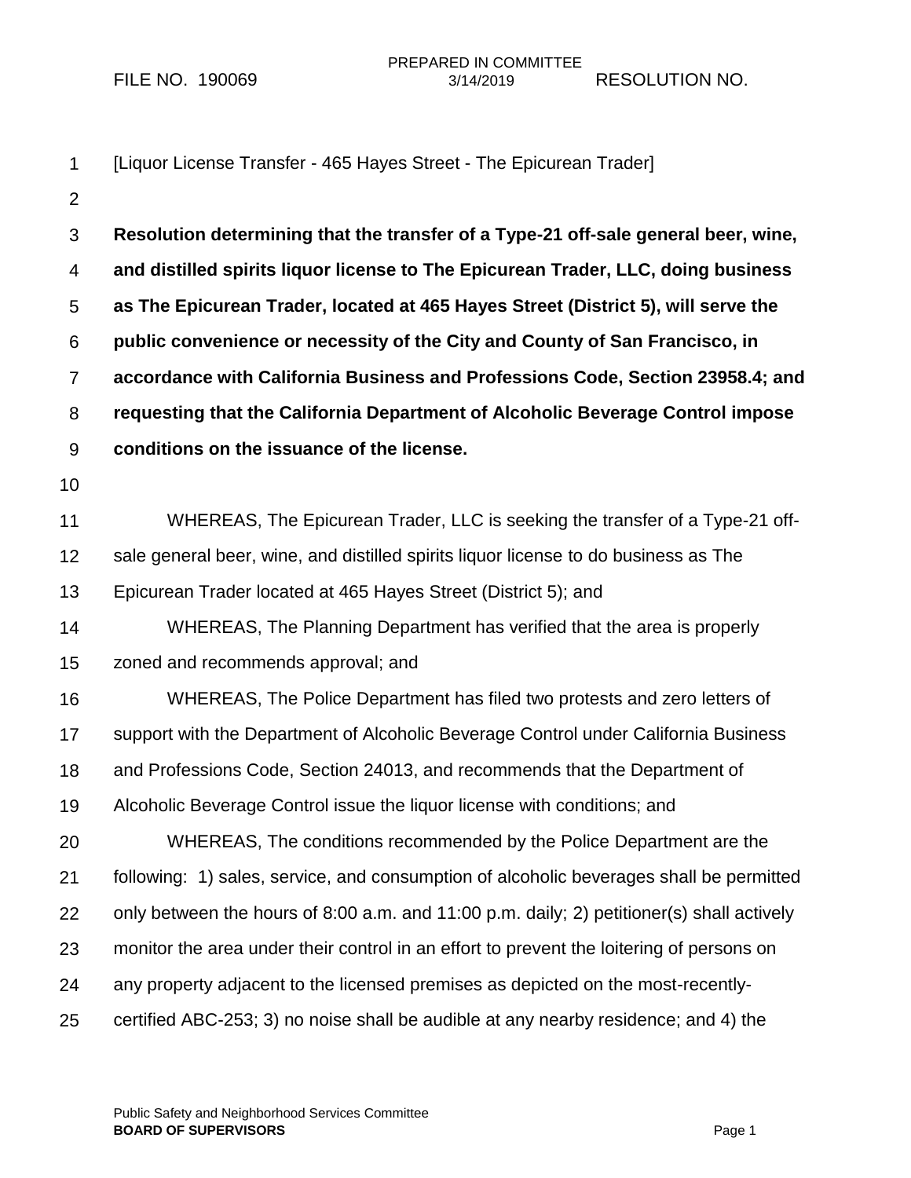FILE NO. 190069

PREPARED IN COMMITTEE
3/14/2019

RESOLUTION NO.

[Liquor License Transfer - 465 Hayes Street - The Epicurean Trader]

**Resolution determining that the transfer of a Type-21 off-sale general beer, wine, and distilled spirits liquor license to The Epicurean Trader, LLC, doing business as The Epicurean Trader, located at 465 Hayes Street (District 5), will serve the public convenience or necessity of the City and County of San Francisco, in accordance with California Business and Professions Code, Section 23958.4; and requesting that the California Department of Alcoholic Beverage Control impose conditions on the issuance of the license.**

WHEREAS, The Epicurean Trader, LLC is seeking the transfer of a Type-21 off-sale general beer, wine, and distilled spirits liquor license to do business as The Epicurean Trader located at 465 Hayes Street (District 5); and

WHEREAS, The Planning Department has verified that the area is properly zoned and recommends approval; and

WHEREAS, The Police Department has filed two protests and zero letters of support with the Department of Alcoholic Beverage Control under California Business and Professions Code, Section 24013, and recommends that the Department of Alcoholic Beverage Control issue the liquor license with conditions; and

WHEREAS, The conditions recommended by the Police Department are the following: 1) sales, service, and consumption of alcoholic beverages shall be permitted only between the hours of 8:00 a.m. and 11:00 p.m. daily; 2) petitioner(s) shall actively monitor the area under their control in an effort to prevent the loitering of persons on any property adjacent to the licensed premises as depicted on the most-recently-certified ABC-253; 3) no noise shall be audible at any nearby residence; and 4) the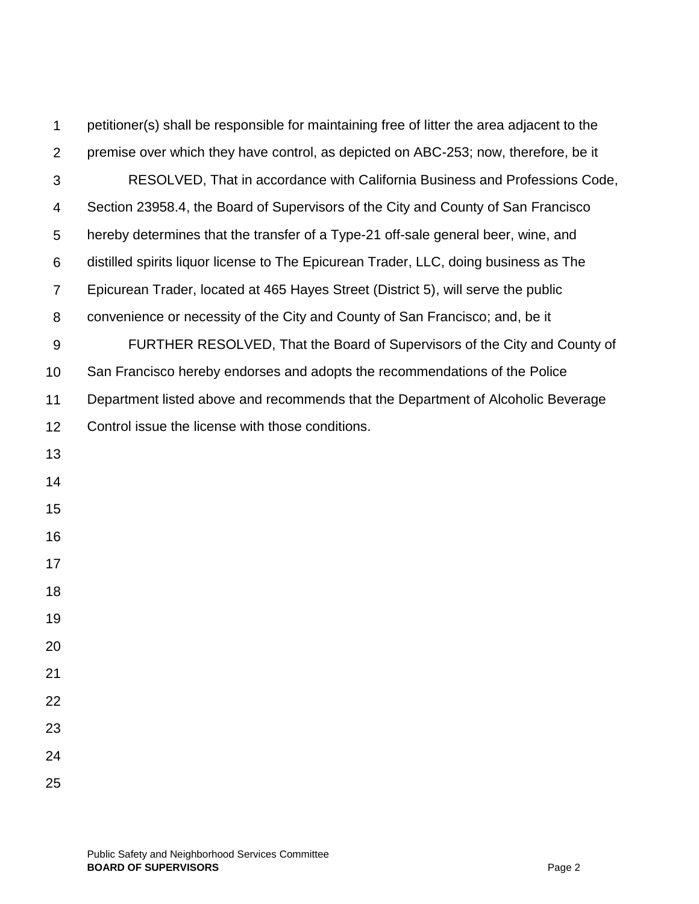petitioner(s) shall be responsible for maintaining free of litter the area adjacent to the premise over which they have control, as depicted on ABC-253; now, therefore, be it

RESOLVED, That in accordance with California Business and Professions Code, Section 23958.4, the Board of Supervisors of the City and County of San Francisco hereby determines that the transfer of a Type-21 off-sale general beer, wine, and distilled spirits liquor license to The Epicurean Trader, LLC, doing business as The Epicurean Trader, located at 465 Hayes Street (District 5), will serve the public convenience or necessity of the City and County of San Francisco; and, be it

FURTHER RESOLVED, That the Board of Supervisors of the City and County of San Francisco hereby endorses and adopts the recommendations of the Police Department listed above and recommends that the Department of Alcoholic Beverage Control issue the license with those conditions.